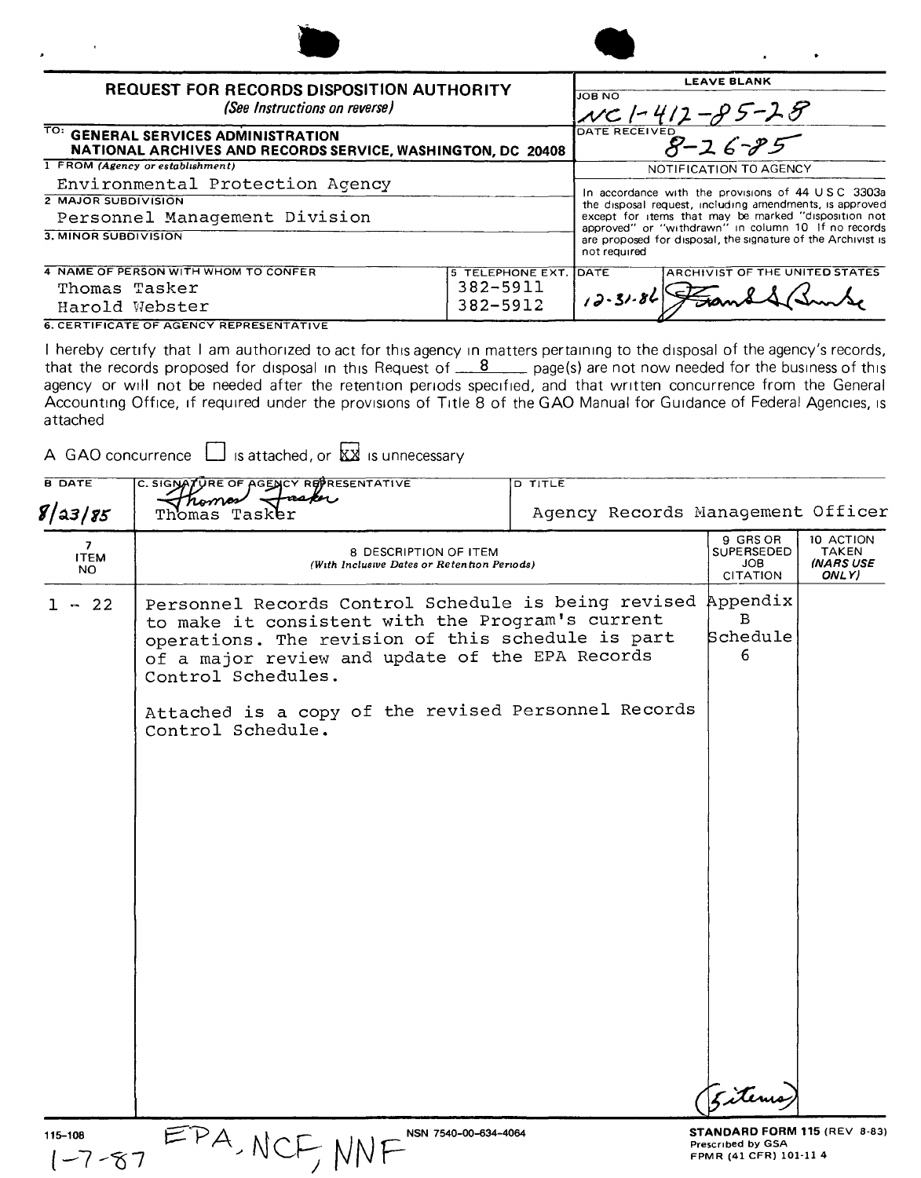# REQUEST FOR RECORDS DISPOSITION AUTHORITY

*(See Instructions on reverse)*

**LEAVE BLANK**

JOB NO: NC1-412-85-28

DATE RECEIVED: 8-26-85

TO: **GENERAL SERVICES ADMINISTRATION NATIONAL ARCHIVES AND RECORDS SERVICE, WASHINGTON, DC 20408**

1 FROM *(Agency or establishment)*: Environmental Protection Agency

2 MAJOR SUBDIVISION: Personnel Management Division

3. MINOR SUBDIVISION:

4 NAME OF PERSON WITH WHOM TO CONFER: Thomas Tasker, Harold Webster

5 TELEPHONE EXT.: 382-5911, 382-5912

**NOTIFICATION TO AGENCY**

In accordance with the provisions of 44 U S C 3303a the disposal request, including amendments, is approved except for items that may be marked "disposition not approved" or "withdrawn" in column 10 If no records are proposed for disposal, the signature of the Archivist is not required

DATE: 12-31-86

ARCHIVIST OF THE UNITED STATES: [signature]

6. CERTIFICATE OF AGENCY REPRESENTATIVE

I hereby certify that I am authorized to act for this agency in matters pertaining to the disposal of the agency's records, that the records proposed for disposal in this Request of 8 page(s) are not now needed for the business of this agency or will not be needed after the retention periods specified, and that written concurrence from the General Accounting Office, if required under the provisions of Title 8 of the GAO Manual for Guidance of Federal Agencies, is attached

A GAO concurrence ☐ is attached, or ☒ is unnecessary

B DATE: 8/23/85

C. SIGNATURE OF AGENCY REPRESENTATIVE: [signature] Thomas Tasker

D TITLE: Agency Records Management Officer

| 7 ITEM NO | 8 DESCRIPTION OF ITEM *(With Inclusive Dates or Retention Periods)* | 9 GRS OR SUPERSEDED JOB CITATION | 10 ACTION TAKEN *(NARS USE ONLY)* |
|---|---|---|---|
| 1 - 22 | Personnel Records Control Schedule is being revised to make it consistent with the Program's current operations. The revision of this schedule is part of a major review and update of the EPA Records Control Schedules.<br><br>Attached is a copy of the revised Personnel Records Control Schedule. | Appendix B Schedule 6 | |

(5 items)

115-108

EPA, NCF, NNF
1-7-87

NSN 7540-00-634-4064

**STANDARD FORM 115** (REV 8-83)
Prescribed by GSA
FPMR (41 CFR) 101-11 4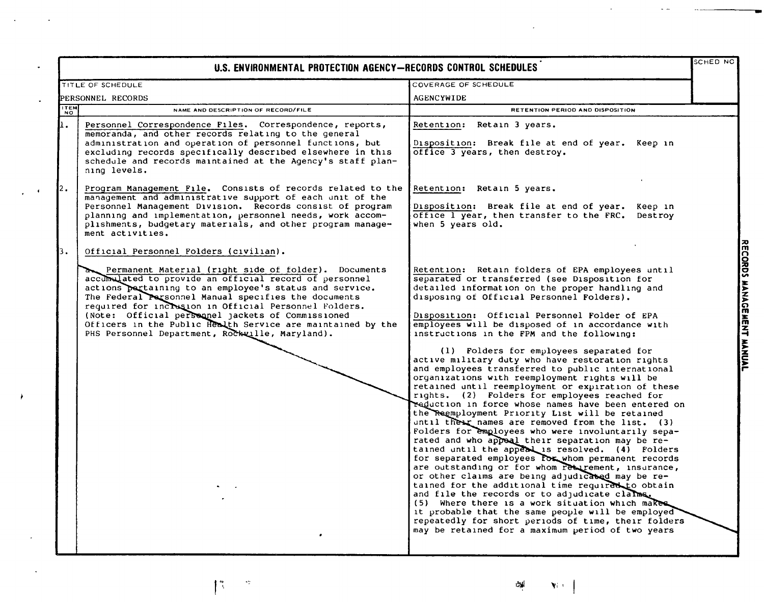# U.S. ENVIRONMENTAL PROTECTION AGENCY—RECORDS CONTROL SCHEDULES

SCHED NO

| TITLE OF SCHEDULE | COVERAGE OF SCHEDULE |
|---|---|
| PERSONNEL RECORDS | AGENCYWIDE |

| ITEM NO | NAME AND DESCRIPTION OF RECORD/FILE | RETENTION PERIOD AND DISPOSITION |
|---|---|---|
| 1. | Personnel Correspondence Files. Correspondence, reports, memoranda, and other records relating to the general administration and operation of personnel functions, but excluding records specifically described elsewhere in this schedule and records maintained at the Agency's staff planning levels. | Retention: Retain 3 years.<br><br>Disposition: Break file at end of year. Keep in office 3 years, then destroy. |
| 2. | Program Management File. Consists of records related to the management and administrative support of each unit of the Personnel Management Division. Records consist of program planning and implementation, personnel needs, work accomplishments, budgetary materials, and other program management activities. | Retention: Retain 5 years.<br><br>Disposition: Break file at end of year. Keep in office 1 year, then transfer to the FRC. Destroy when 5 years old. |
| 3. | Official Personnel Folders (civilian). | |
| | a. Permanent Material (right side of folder). Documents accumulated to provide an official record of personnel actions pertaining to an employee's status and service. The Federal Personnel Manual specifies the documents required for inclusion in Official Personnel Folders. (Note: Official personnel jackets of Commissioned Officers in the Public Health Service are maintained by the PHS Personnel Department, Rockville, Maryland). | Retention: Retain folders of EPA employees until separated or transferred (see Disposition for detailed information on the proper handling and disposing of Official Personnel Folders).<br><br>Disposition: Official Personnel Folder of EPA employees will be disposed of in accordance with instructions in the FPM and the following:<br><br>(1) Folders for employees separated for active military duty who have restoration rights and employees transferred to public international organizations with reemployment rights will be retained until reemployment or expiration of these rights. (2) Folders for employees reached for reduction in force whose names have been entered on the Reemployment Priority List will be retained until their names are removed from the list. (3) Folders for employees who were involuntarily separated and who appeal their separation may be retained until the appeal is resolved. (4) Folders for separated employees for whom permanent records are outstanding or for whom retirement, insurance, or other claims are being adjudicated may be retained for the additional time required to obtain and file the records or to adjudicate claims. (5) Where there is a work situation which makes it probable that the same people will be employed repeatedly for short periods of time, their folders may be retained for a maximum period of two years |

RECORDS MANAGEMENT MANUAL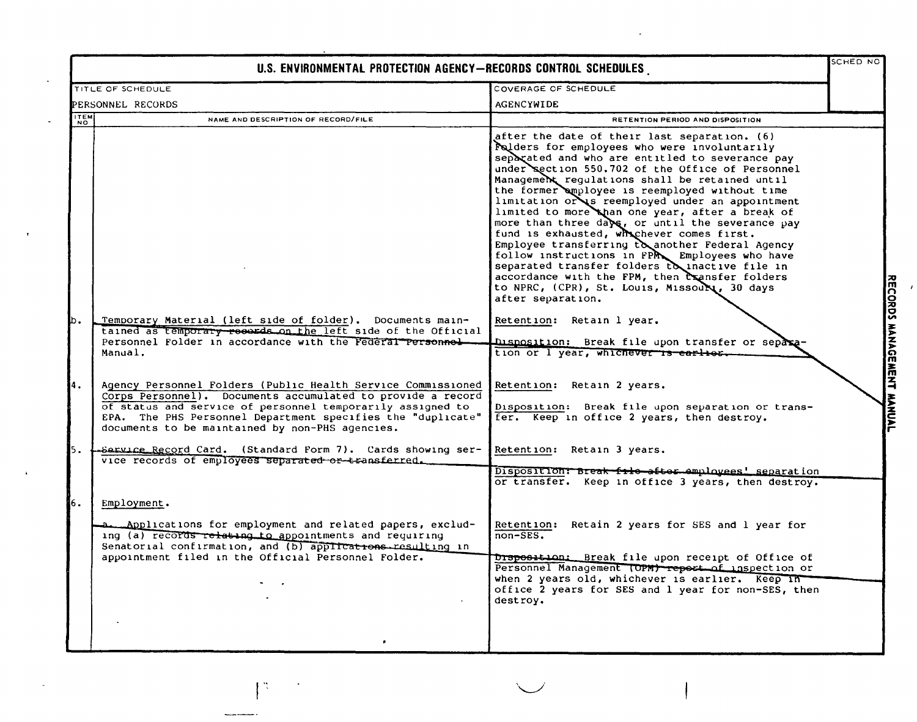| U.S. ENVIRONMENTAL PROTECTION AGENCY—RECORDS CONTROL SCHEDULES | | SCHED NO |
|---|---|---|
| TITLE OF SCHEDULE: PERSONNEL RECORDS | COVERAGE OF SCHEDULE: AGENCYWIDE | |

| ITEM NO | NAME AND DESCRIPTION OF RECORD/FILE | RETENTION PERIOD AND DISPOSITION |
|---|---|---|
| | | after the date of their last separation. (6) Folders for employees who were involuntarily separated and who are entitled to severance pay under section 550.702 of the Office of Personnel Management regulations shall be retained until the former employee is reemployed without time limitation or is reemployed under an appointment limited to more than one year, after a break of more than three days, or until the severance pay fund is exhausted, whichever comes first. Employee transferring to another Federal Agency follow instructions in FPM. Employees who have separated transfer folders to inactive file in accordance with the FPM, then transfer folders to NPRC, (CPR), St. Louis, Missouri, 30 days after separation. |
| b. | Temporary Material (left side of folder). Documents maintained as temporary records on the left side of the Official Personnel Folder in accordance with the Federal Personnel Manual. | Retention: Retain 1 year.<br><br>Disposition: Break file upon transfer or separation or 1 year, whichever is earlier. |
| 4. | Agency Personnel Folders (Public Health Service Commissioned Corps Personnel). Documents accumulated to provide a record of status and service of personnel temporarily assigned to EPA. The PHS Personnel Department specifies the "duplicate" documents to be maintained by non-PHS agencies. | Retention: Retain 2 years.<br><br>Disposition: Break file upon separation or transfer. Keep in office 2 years, then destroy. |
| 5. | Service Record Card. (Standard Form 7). Cards showing service records of employees separated or transferred. | Retention: Retain 3 years.<br><br>Disposition: Break file after employees' separation or transfer. Keep in office 3 years, then destroy. |
| 6. | Employment.<br><br>a. Applications for employment and related papers, excluding (a) records relating to appointments and requiring Senatorial confirmation, and (b) applications resulting in appointment filed in the Official Personnel Folder. | Retention: Retain 2 years for SES and 1 year for non-SES.<br><br>Disposition: Break file upon receipt of Office of Personnel Management (OPM) report of inspection or when 2 years old, whichever is earlier. Keep in office 2 years for SES and 1 year for non-SES, then destroy. |

RECORDS MANAGEMENT MANUAL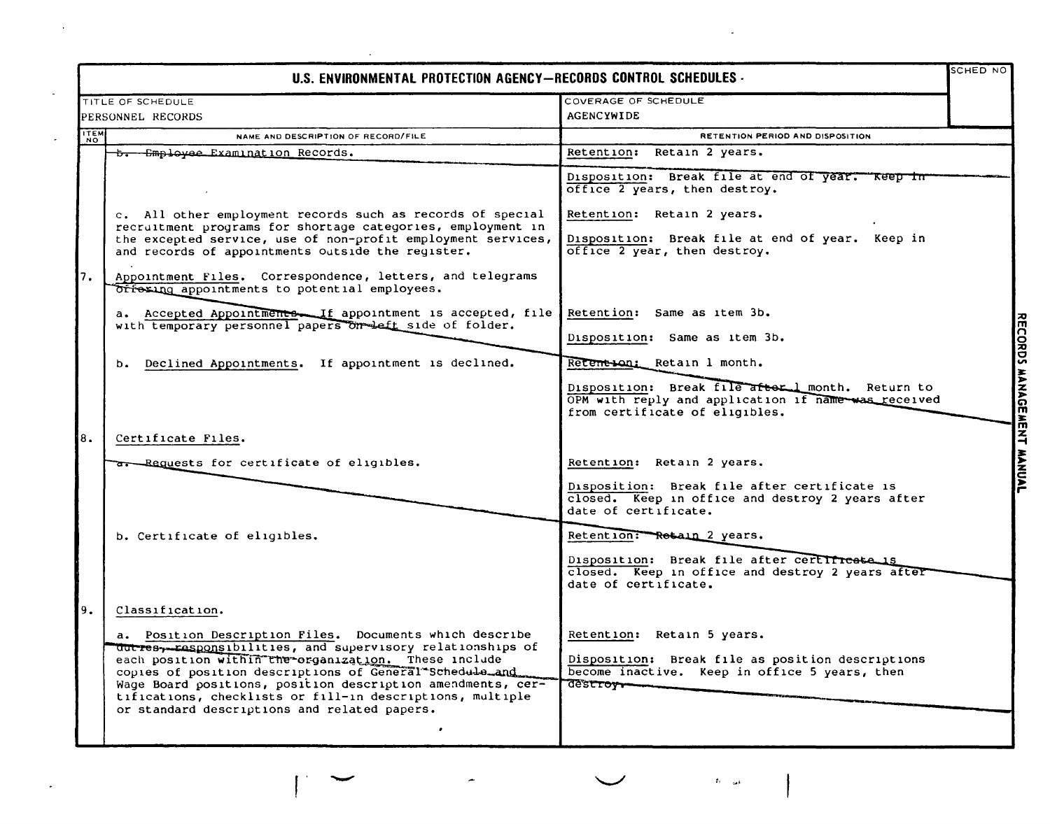# U.S. ENVIRONMENTAL PROTECTION AGENCY—RECORDS CONTROL SCHEDULES

SCHED NO

| TITLE OF SCHEDULE | COVERAGE OF SCHEDULE |
|---|---|
| PERSONNEL RECORDS | AGENCYWIDE |

| ITEM NO | NAME AND DESCRIPTION OF RECORD/FILE | RETENTION PERIOD AND DISPOSITION |
|---|---|---|
| | b. Employee Examination Records. | Retention: Retain 2 years.<br><br>Disposition: Break file at end of year. Keep in office 2 years, then destroy. |
| | c. All other employment records such as records of special recruitment programs for shortage categories, employment in the excepted service, use of non-profit employment services, and records of appointments outside the register. | Retention: Retain 2 years.<br><br>Disposition: Break file at end of year. Keep in office 2 year, then destroy. |
| 7. | Appointment Files. Correspondence, letters, and telegrams offering appointments to potential employees. | |
| | a. Accepted Appointments. If appointment is accepted, file with temporary personnel papers on left side of folder. | Retention: Same as item 3b.<br><br>Disposition: Same as item 3b. |
| | b. Declined Appointments. If appointment is declined. | Retention: Retain 1 month.<br><br>Disposition: Break file after 1 month. Return to OPM with reply and application if name was received from certificate of eligibles. |
| 8. | Certificate Files. | |
| | a. Requests for certificate of eligibles. | Retention: Retain 2 years.<br><br>Disposition: Break file after certificate is closed. Keep in office and destroy 2 years after date of certificate. |
| | b. Certificate of eligibles. | Retention: Retain 2 years.<br><br>Disposition: Break file after certificate is closed. Keep in office and destroy 2 years after date of certificate. |
| 9. | Classification. | |
| | a. Position Description Files. Documents which describe duties, responsibilities, and supervisory relationships of each position within the organization. These include copies of position descriptions of General Schedule and Wage Board positions, position description amendments, certifications, checklists or fill-in descriptions, multiple or standard descriptions and related papers. | Retention: Retain 5 years.<br><br>Disposition: Break file as position descriptions become inactive. Keep in office 5 years, then destroy. |

RECORDS MANAGEMENT MANUAL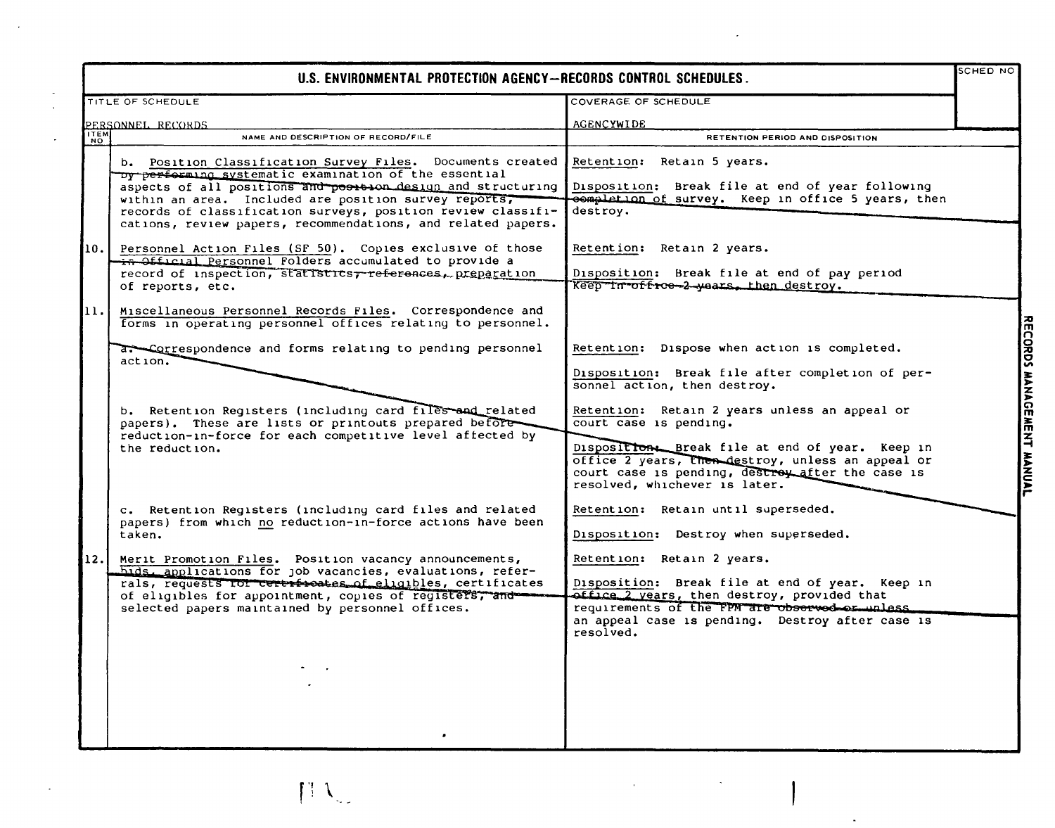**U.S. ENVIRONMENTAL PROTECTION AGENCY—RECORDS CONTROL SCHEDULES.**

| TITLE OF SCHEDULE | COVERAGE OF SCHEDULE | SCHED NO |
|---|---|---|
| PERSONNEL RECORDS | AGENCYWIDE | |

| ITEM NO | NAME AND DESCRIPTION OF RECORD/FILE | RETENTION PERIOD AND DISPOSITION |
|---|---|---|
| | b. Position Classification Survey Files. Documents created by performing systematic examination of the essential aspects of all positions and position design and structuring within an area. Included are position survey reports, records of classification surveys, position review classifications, review papers, recommendations, and related papers. | Retention: Retain 5 years.<br><br>Disposition: Break file at end of year following completion of survey. Keep in office 5 years, then destroy. |
| 10. | Personnel Action Files (SF 50). Copies exclusive of those in Official Personnel Folders accumulated to provide a record of inspection, statistics, references, preparation of reports, etc. | Retention: Retain 2 years.<br><br>Disposition: Break file at end of pay period Keep in office 2 years, then destroy. |
| 11. | Miscellaneous Personnel Records Files. Correspondence and forms in operating personnel offices relating to personnel. | |
| | a. Correspondence and forms relating to pending personnel action. | Retention: Dispose when action is completed.<br><br>Disposition: Break file after completion of personnel action, then destroy. |
| | b. Retention Registers (including card files and related papers). These are lists or printouts prepared before reduction-in-force for each competitive level affected by the reduction. | Retention: Retain 2 years unless an appeal or court case is pending.<br><br>Disposition: Break file at end of year. Keep in office 2 years, then destroy, unless an appeal or court case is pending, destroy after the case is resolved, whichever is later. |
| | c. Retention Registers (including card files and related papers) from which no reduction-in-force actions have been taken. | Retention: Retain until superseded.<br><br>Disposition: Destroy when superseded. |
| 12. | Merit Promotion Files. Position vacancy announcements, bids, applications for job vacancies, evaluations, referrals, requests for certificates of eligibles, certificates of eligibles for appointment, copies of registers, and selected papers maintained by personnel offices. | Retention: Retain 2 years.<br><br>Disposition: Break file at end of year. Keep in office 2 years, then destroy, provided that requirements of the FPM are observed or unless an appeal case is pending. Destroy after case is resolved. |

RECORDS MANAGEMENT MANUAL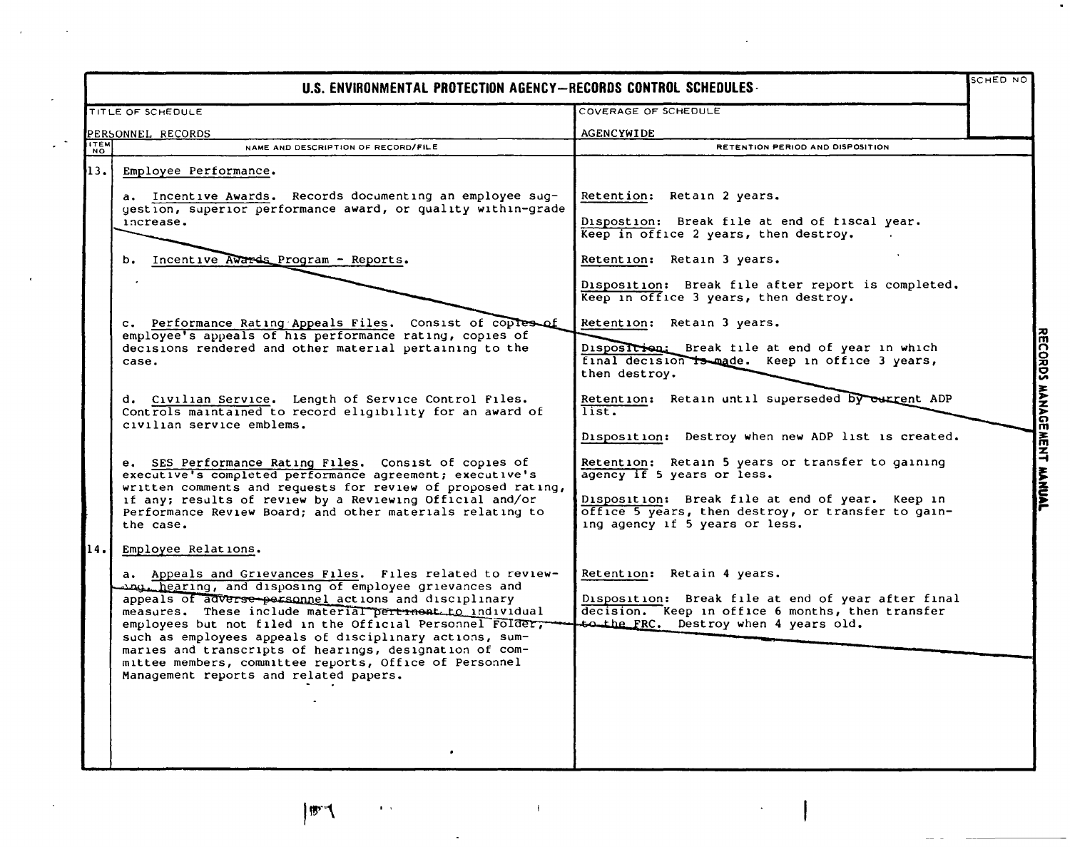# U.S. ENVIRONMENTAL PROTECTION AGENCY—RECORDS CONTROL SCHEDULES

| TITLE OF SCHEDULE | COVERAGE OF SCHEDULE | SCHED NO |
|---|---|---|
| PERSONNEL RECORDS | AGENCYWIDE | |

| ITEM NO | NAME AND DESCRIPTION OF RECORD/FILE | RETENTION PERIOD AND DISPOSITION |
|---|---|---|
| 13. | Employee Performance. | |
| | a. Incentive Awards. Records documenting an employee suggestion, superior performance award, or quality within-grade increase. | Retention: Retain 2 years.<br><br>Dispostion: Break file at end of fiscal year. Keep in office 2 years, then destroy. |
| | b. Incentive Awards Program - Reports. | Retention: Retain 3 years.<br><br>Disposition: Break file after report is completed. Keep in office 3 years, then destroy. |
| | c. Performance Rating Appeals Files. Consist of copies of employee's appeals of his performance rating, copies of decisions rendered and other material pertaining to the case. | Retention: Retain 3 years.<br><br>Disposition: Break file at end of year in which final decision is made. Keep in office 3 years, then destroy. |
| | d. Civilian Service. Length of Service Control Files. Controls maintained to record eligibility for an award of civilian service emblems. | Retention: Retain until superseded by current ADP list.<br><br>Disposition: Destroy when new ADP list is created. |
| | e. SES Performance Rating Files. Consist of copies of executive's completed performance agreement; executive's written comments and requests for review of proposed rating, if any; results of review by a Reviewing Official and/or Performance Review Board; and other materials relating to the case. | Retention: Retain 5 years or transfer to gaining agency if 5 years or less.<br><br>Disposition: Break file at end of year. Keep in office 5 years, then destroy, or transfer to gaining agency if 5 years or less. |
| 14. | Employee Relations. | |
| | a. Appeals and Grievances Files. Files related to reviewing, hearing, and disposing of employee grievances and appeals of adverse personnel actions and disciplinary measures. These include material pertinent to individual employees but not filed in the Official Personnel Folder, such as employees appeals of disciplinary actions, summaries and transcripts of hearings, designation of committee members, committee reports, Office of Personnel Management reports and related papers. | Retention: Retain 4 years.<br><br>Disposition: Break file at end of year after final decision. Keep in office 6 months, then transfer to the FRC. Destroy when 4 years old. |

RECORDS MANAGEMENT MANUAL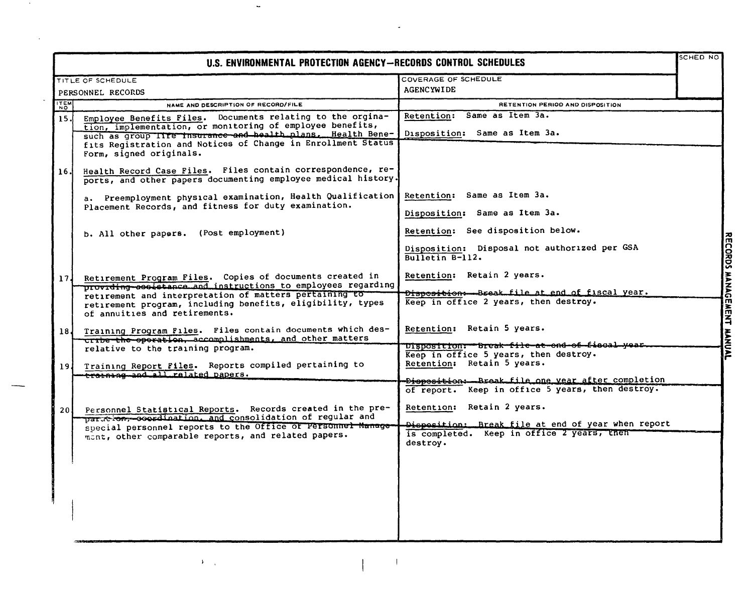# U.S. ENVIRONMENTAL PROTECTION AGENCY—RECORDS CONTROL SCHEDULES

| TITLE OF SCHEDULE | COVERAGE OF SCHEDULE | SCHED NO |
|---|---|---|
| PERSONNEL RECORDS | AGENCYWIDE | |

| ITEM NO | NAME AND DESCRIPTION OF RECORD/FILE | RETENTION PERIOD AND DISPOSITION |
|---|---|---|
| 15. | Employee Benefits Files. Documents relating to the origination, implementation, or monitoring of employee benefits, such as group life insurance and health plans. Health Benefits Registration and Notices of Change in Enrollment Status Form, signed originals. | Retention: Same as Item 3a.<br><br>Disposition: Same as Item 3a. |
| 16. | Health Record Case Files. Files contain correspondence, reports, and other papers documenting employee medical history. | |
| | a. Preemployment physical examination, Health Qualification Placement Records, and fitness for duty examination. | Retention: Same as Item 3a.<br><br>Disposition: Same as Item 3a. |
| | b. All other papers. (Post employment) | Retention: See disposition below.<br><br>Disposition: Disposal not authorized per GSA Bulletin B-112. |
| 17. | Retirement Program Files. Copies of documents created in providing assistance and instructions to employees regarding retirement and interpretation of matters pertaining to retirement program, including benefits, eligibility, types of annuities and retirements. | Retention: Retain 2 years.<br><br>Disposition: Break file at end of fiscal year. Keep in office 2 years, then destroy. |
| 18. | Training Program Files. Files contain documents which describe the operation, accomplishments, and other matters relative to the training program. | Retention: Retain 5 years.<br><br>Disposition: Break file at end of fiscal year. Keep in office 5 years, then destroy. |
| 19. | Training Report Files. Reports compiled pertaining to training and all related papers. | Retention: Retain 5 years.<br><br>Disposition: Break file one year after completion of report. Keep in office 5 years, then destroy. |
| 20. | Personnel Statistical Reports. Records created in the preparation, coordination, and consolidation of regular and special personnel reports to the Office of Personnel Management, other comparable reports, and related papers. | Retention: Retain 2 years.<br><br>Disposition: Break file at end of year when report is completed. Keep in office 2 years, then destroy. |

RECORDS MANAGEMENT MANUAL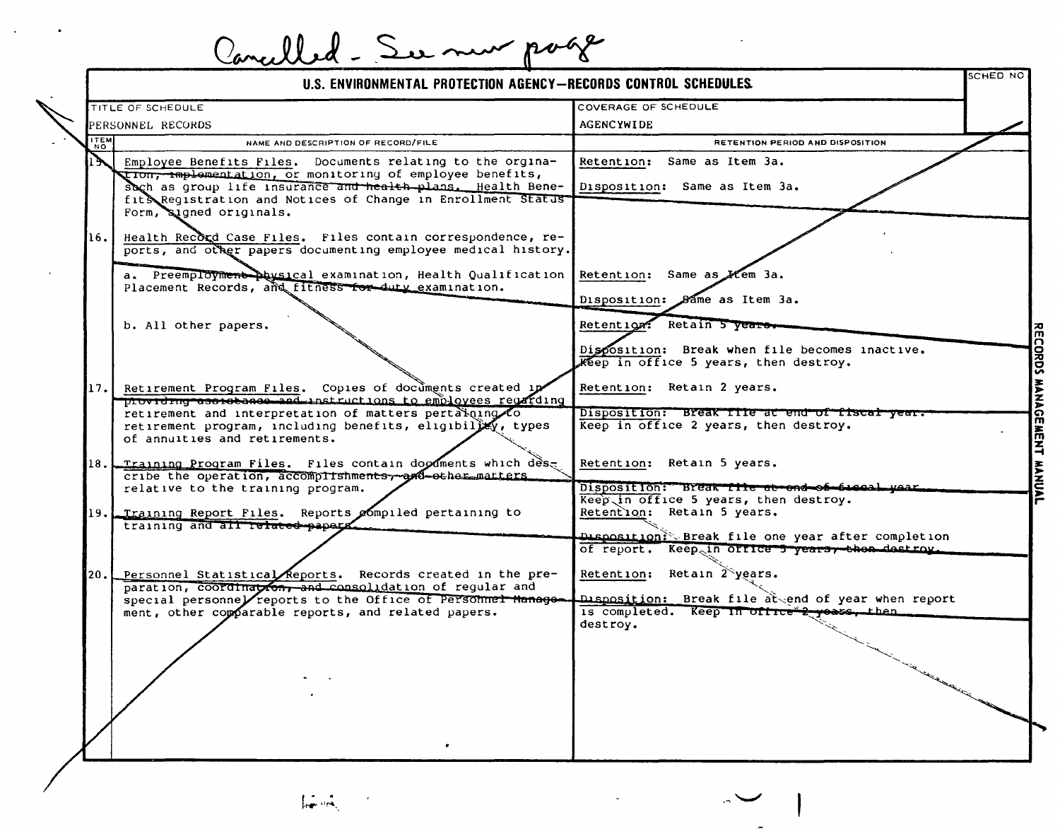Cancelled - See new page

# U.S. ENVIRONMENTAL PROTECTION AGENCY—RECORDS CONTROL SCHEDULES

| TITLE OF SCHEDULE | COVERAGE OF SCHEDULE | SCHED NO |
|---|---|---|
| PERSONNEL RECORDS | AGENCYWIDE | |

| ITEM NO | NAME AND DESCRIPTION OF RECORD/FILE | RETENTION PERIOD AND DISPOSITION |
|---|---|---|
| 15. | Employee Benefits Files. Documents relating to the orgination, implementation, or monitoring of employee benefits, such as group life insurance and health plans. Health Benefits Registration and Notices of Change in Enrollment Status Form, signed originals. | Retention: Same as Item 3a.<br><br>Disposition: Same as Item 3a. |
| 16. | Health Record Case Files. Files contain correspondence, reports, and other papers documenting employee medical history. | |
| | a. Preemployment physical examination, Health Qualification Placement Records, and fitness-for-duty examination. | Retention: Same as Item 3a.<br><br>Disposition: Same as Item 3a. |
| | b. All other papers. | Retention: Retain 5 years.<br><br>Disposition: Break when file becomes inactive. Keep in office 5 years, then destroy. |
| 17. | Retirement Program Files. Copies of documents created in providing assistance and instructions to employees regarding retirement and interpretation of matters pertaining to retirement program, including benefits, eligibility, types of annuities and retirements. | Retention: Retain 2 years.<br><br>Disposition: Break file at end of fiscal year. Keep in office 2 years, then destroy. |
| 18. | Training Program Files. Files contain documents which describe the operation, accomplishments, and other matters relative to the training program. | Retention: Retain 5 years.<br><br>Disposition: Break file at end of fiscal year. Keep in office 5 years, then destroy. |
| 19. | Training Report Files. Reports compiled pertaining to training and all related papers. | Retention: Retain 5 years.<br><br>Disposition: Break file one year after completion of report. Keep in office 5 years, then destroy. |
| 20. | Personnel Statistical Reports. Records created in the preparation, coordination, and consolidation of regular and special personnel reports to the Office of Personnel Management, other comparable reports, and related papers. | Retention: Retain 2 years.<br><br>Disposition: Break file at end of year when report is completed. Keep in office 2 years, then destroy. |

RECORDS MANAGEMENT MANUAL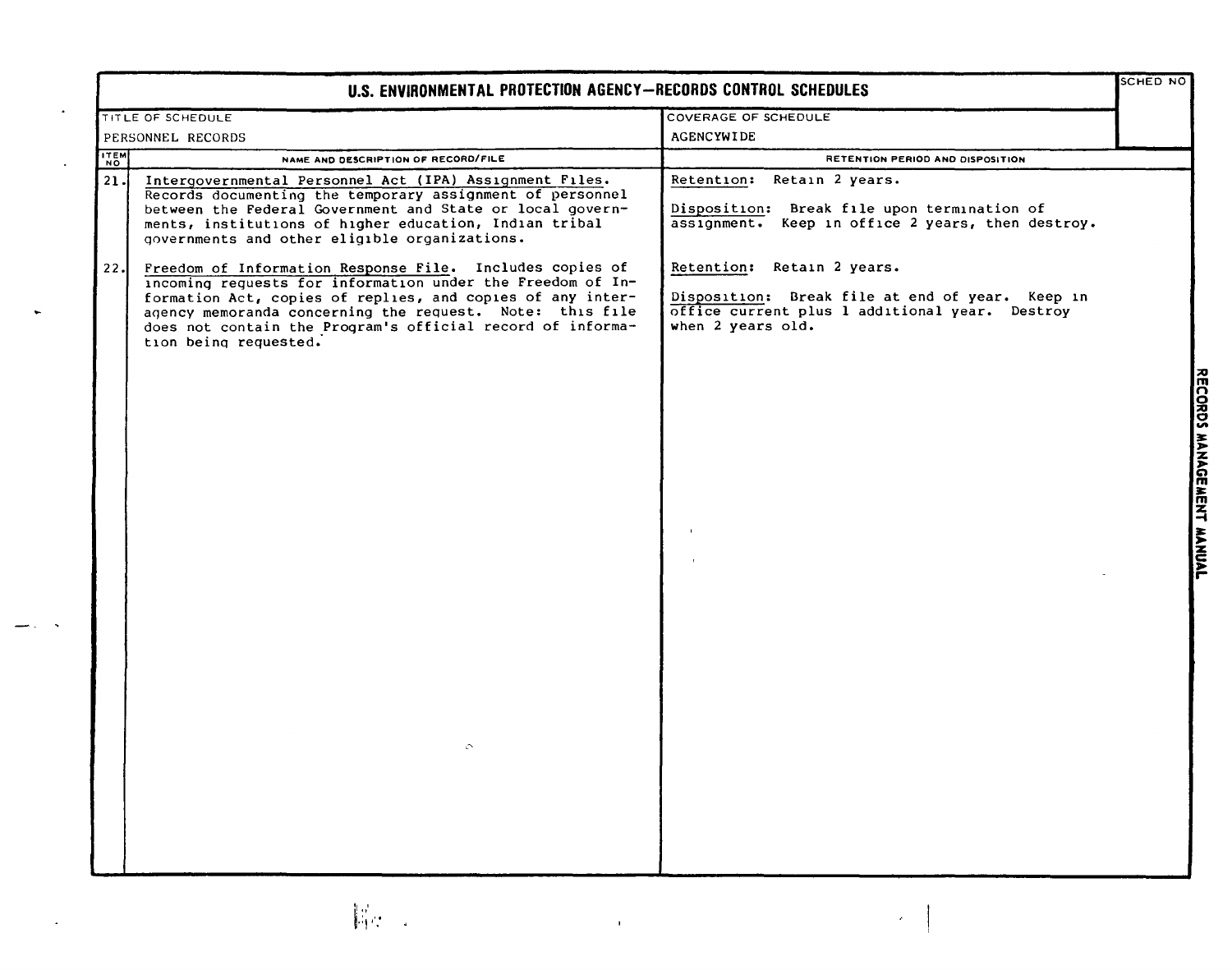# U.S. ENVIRONMENTAL PROTECTION AGENCY—RECORDS CONTROL SCHEDULES

| TITLE OF SCHEDULE | COVERAGE OF SCHEDULE | SCHED NO |
|---|---|---|
| PERSONNEL RECORDS | AGENCYWIDE | |

| ITEM NO | NAME AND DESCRIPTION OF RECORD/FILE | RETENTION PERIOD AND DISPOSITION |
|---|---|---|
| 21. | Intergovernmental Personnel Act (IPA) Assignment Files. Records documenting the temporary assignment of personnel between the Federal Government and State or local governments, institutions of higher education, Indian tribal governments and other eligible organizations. | Retention: Retain 2 years.<br><br>Disposition: Break file upon termination of assignment. Keep in office 2 years, then destroy. |
| 22. | Freedom of Information Response File. Includes copies of incoming requests for information under the Freedom of Information Act, copies of replies, and copies of any interagency memoranda concerning the request. Note: this file does not contain the Program's official record of information being requested. | Retention: Retain 2 years.<br><br>Disposition: Break file at end of year. Keep in office current plus 1 additional year. Destroy when 2 years old. |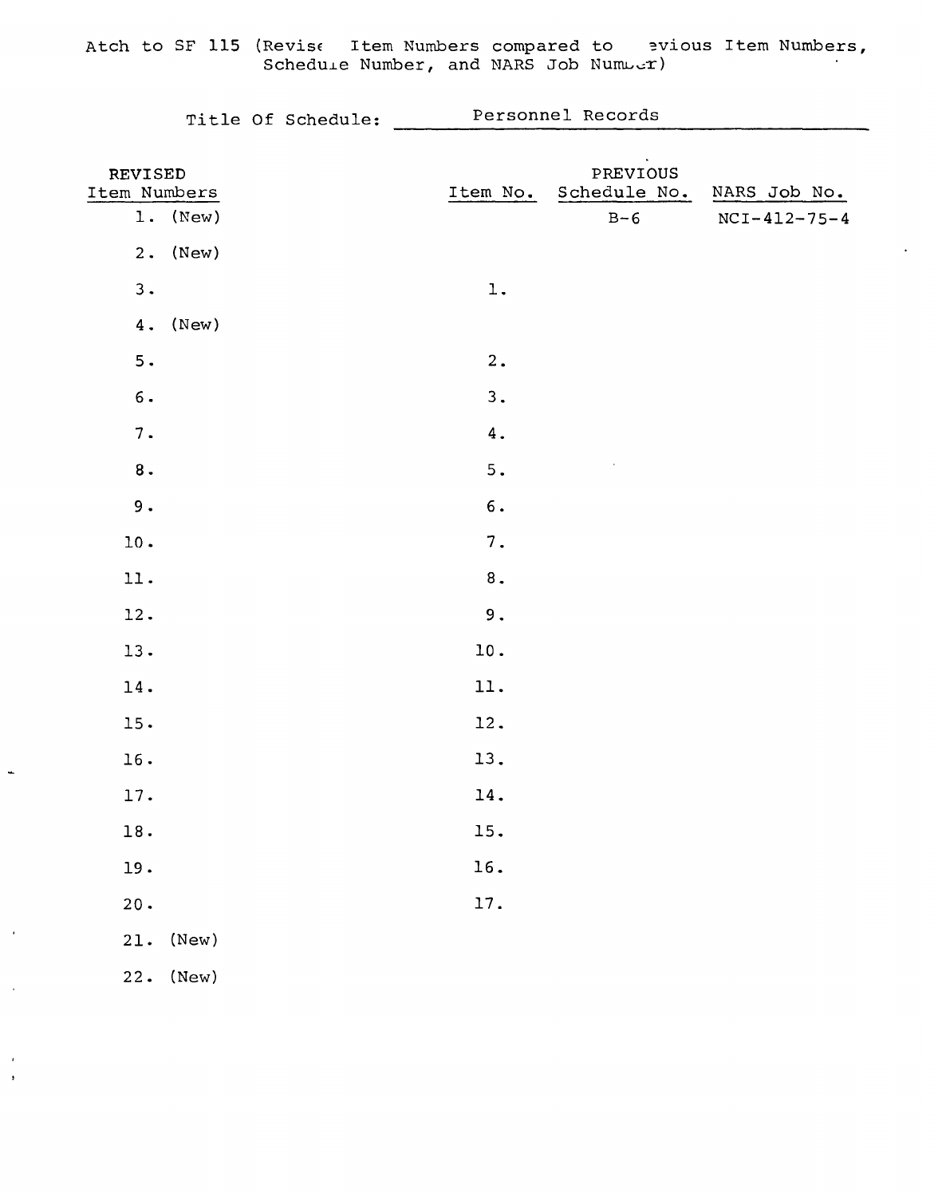Atch to SF 115 (Revised Item Numbers compared to Previous Item Numbers, Schedule Number, and NARS Job Number)

Title Of Schedule: Personnel Records

| REVISED Item Numbers | PREVIOUS Item No. | PREVIOUS Schedule No. | PREVIOUS NARS Job No. |
|---|---|---|---|
| 1. (New) | | B-6 | NCI-412-75-4 |
| 2. (New) | | | |
| 3. | 1. | | |
| 4. (New) | | | |
| 5. | 2. | | |
| 6. | 3. | | |
| 7. | 4. | | |
| 8. | 5. | | |
| 9. | 6. | | |
| 10. | 7. | | |
| 11. | 8. | | |
| 12. | 9. | | |
| 13. | 10. | | |
| 14. | 11. | | |
| 15. | 12. | | |
| 16. | 13. | | |
| 17. | 14. | | |
| 18. | 15. | | |
| 19. | 16. | | |
| 20. | 17. | | |
| 21. (New) | | | |
| 22. (New) | | | |